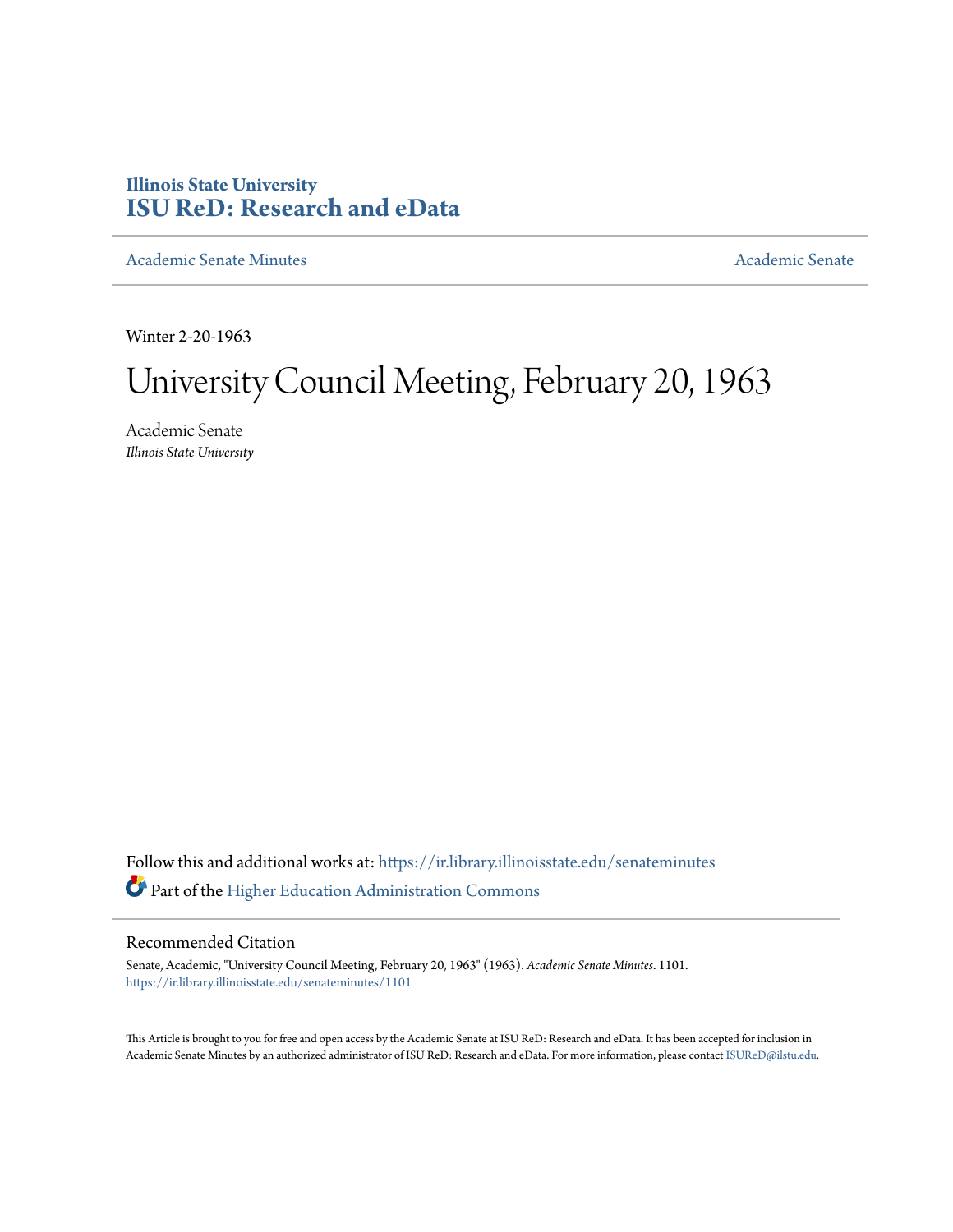Illinois State University
# ISU ReD: Research and eData

Academic Senate Minutes | Academic Senate

Winter 2-20-1963

# University Council Meeting, February 20, 1963

Academic Senate
*Illinois State University*

Follow this and additional works at: https://ir.library.illinoisstate.edu/senateminutes

Part of the Higher Education Administration Commons

## Recommended Citation

Senate, Academic, "University Council Meeting, February 20, 1963" (1963). *Academic Senate Minutes*. 1101.
https://ir.library.illinoisstate.edu/senateminutes/1101

This Article is brought to you for free and open access by the Academic Senate at ISU ReD: Research and eData. It has been accepted for inclusion in Academic Senate Minutes by an authorized administrator of ISU ReD: Research and eData. For more information, please contact ISUReD@ilstu.edu.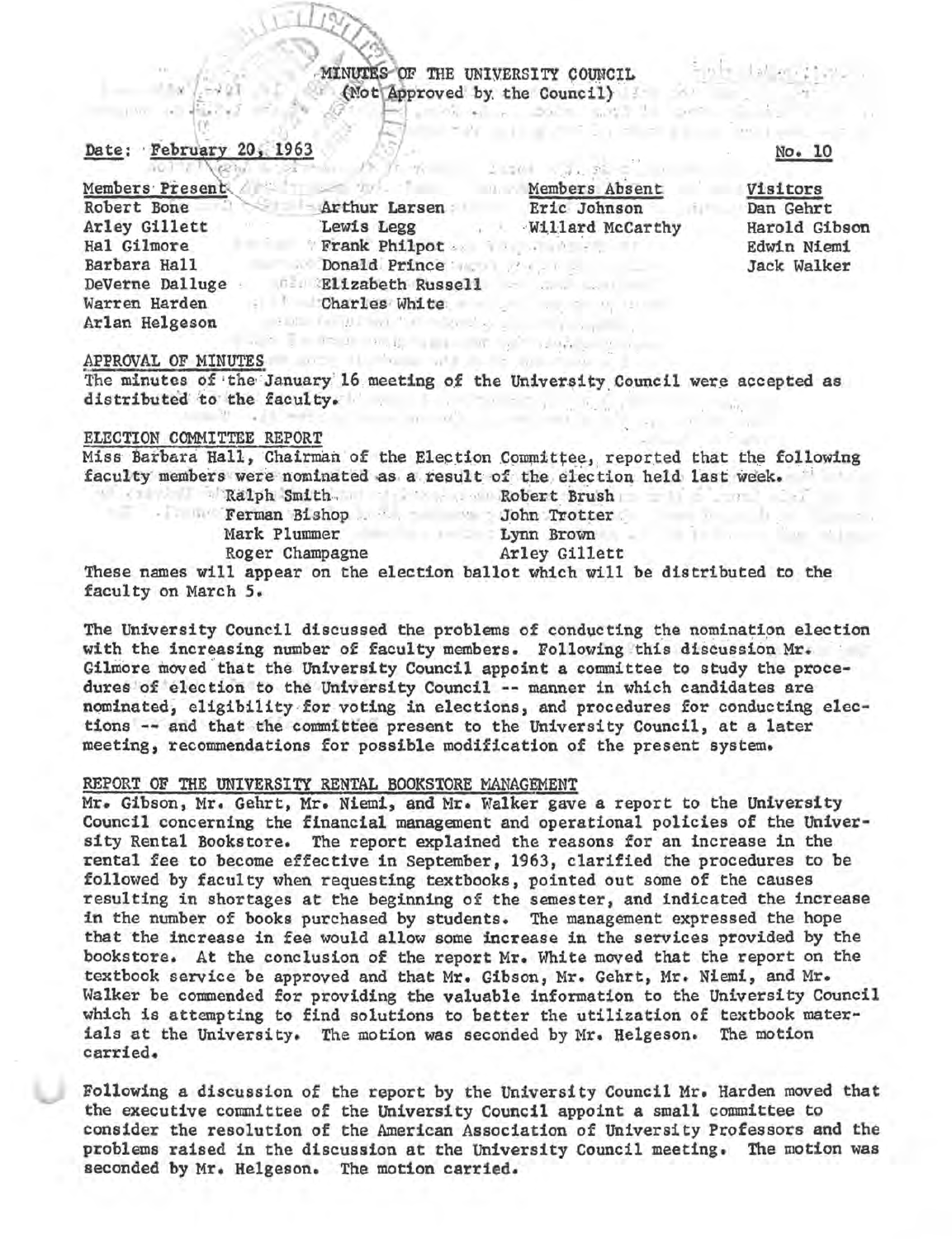# MINUTES OF THE UNIVERSITY COUNCIL
(Not Approved by the Council)

Date: February 20, 1963

No. 10

| Members Present | | Members Absent | Visitors |
|---|---|---|---|
| Robert Bone | Arthur Larsen | Eric Johnson | Dan Gehrt |
| Arley Gillett | Lewis Legg | Willard McCarthy | Harold Gibson |
| Hal Gilmore | Frank Philpot | | Edwin Niemi |
| Barbara Hall | Donald Prince | | Jack Walker |
| DeVerne Dalluge | Elizabeth Russell | | |
| Warren Harden | Charles White | | |
| Arlan Helgeson | | | |

## APPROVAL OF MINUTES

The minutes of the January 16 meeting of the University Council were accepted as distributed to the faculty.

## ELECTION COMMITTEE REPORT

Miss Barbara Hall, Chairman of the Election Committee, reported that the following faculty members were nominated as a result of the election held last week.

| | |
|---|---|
| Ralph Smith | Robert Brush |
| Ferman Bishop | John Trotter |
| Mark Plummer | Lynn Brown |
| Roger Champagne | Arley Gillett |

These names will appear on the election ballot which will be distributed to the faculty on March 5.

The University Council discussed the problems of conducting the nomination election with the increasing number of faculty members. Following this discussion Mr. Gilmore moved that the University Council appoint a committee to study the procedures of election to the University Council -- manner in which candidates are nominated, eligibility for voting in elections, and procedures for conducting elections -- and that the committee present to the University Council, at a later meeting, recommendations for possible modification of the present system.

## REPORT OF THE UNIVERSITY RENTAL BOOKSTORE MANAGEMENT

Mr. Gibson, Mr. Gehrt, Mr. Niemi, and Mr. Walker gave a report to the University Council concerning the financial management and operational policies of the University Rental Bookstore. The report explained the reasons for an increase in the rental fee to become effective in September, 1963, clarified the procedures to be followed by faculty when requesting textbooks, pointed out some of the causes resulting in shortages at the beginning of the semester, and indicated the increase in the number of books purchased by students. The management expressed the hope that the increase in fee would allow some increase in the services provided by the bookstore. At the conclusion of the report Mr. White moved that the report on the textbook service be approved and that Mr. Gibson, Mr. Gehrt, Mr. Niemi, and Mr. Walker be commended for providing the valuable information to the University Council which is attempting to find solutions to better the utilization of textbook materials at the University. The motion was seconded by Mr. Helgeson. The motion carried.

Following a discussion of the report by the University Council Mr. Harden moved that the executive committee of the University Council appoint a small committee to consider the resolution of the American Association of University Professors and the problems raised in the discussion at the University Council meeting. The motion was seconded by Mr. Helgeson. The motion carried.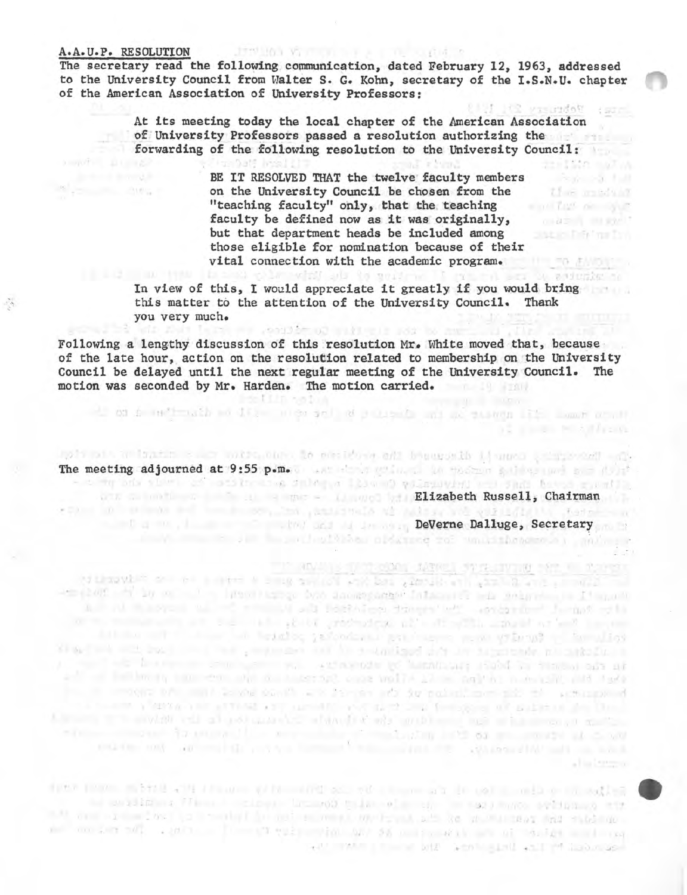**A.A.U.P. RESOLUTION**

The secretary read the following communication, dated February 12, 1963, addressed to the University Council from Walter S. G. Kohn, secretary of the I.S.N.U. chapter of the American Association of University Professors:

> At its meeting today the local chapter of the American Association of University Professors passed a resolution authorizing the forwarding of the following resolution to the University Council:
>
> > BE IT RESOLVED THAT the twelve faculty members on the University Council be chosen from the "teaching faculty" only, that the teaching faculty be defined now as it was originally, but that department heads be included among those eligible for nomination because of their vital connection with the academic program.
>
> In view of this, I would appreciate it greatly if you would bring this matter to the attention of the University Council. Thank you very much.

Following a lengthy discussion of this resolution Mr. White moved that, because of the late hour, action on the resolution related to membership on the University Council be delayed until the next regular meeting of the University Council. The motion was seconded by Mr. Harden. The motion carried.

The meeting adjourned at 9:55 p.m.

Elizabeth Russell, Chairman

DeVerne Dalluge, Secretary